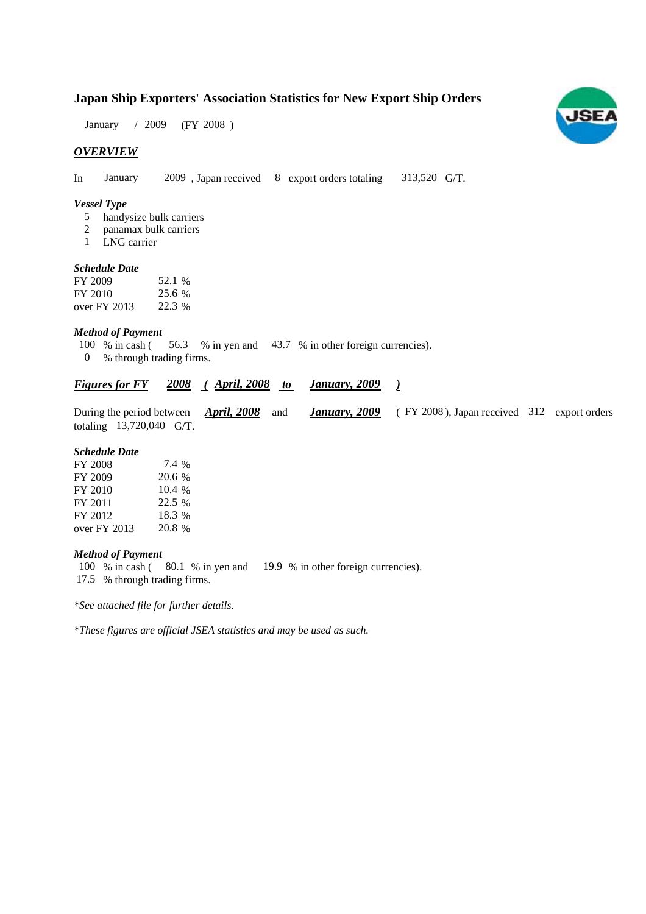# Japan Ship Exporters' Association Statistics for New Export Ship Orders

January / 2009 (FY 2008 )

## *OVERVIEW*

In January 2009 , Japan received 8 export orders totaling 313,520 G/T.

### *Vessel Type*

5 handysize bulk carriers
2 panamax bulk carriers
1 LNG carrier

### *Schedule Date*

| | |
|---|---|
| FY 2009 | 52.1 % |
| FY 2010 | 25.6 % |
| over FY 2013 | 22.3 % |

### *Method of Payment*

100 % in cash ( 56.3 % in yen and 43.7 % in other foreign currencies).
0 % through trading firms.

## *Figures for FY 2008 ( April, 2008 to January, 2009 )*

During the period between ***April, 2008*** and ***January, 2009*** ( FY 2008 ), Japan received 312 export orders totaling 13,720,040 G/T.

### *Schedule Date*

| | |
|---|---|
| FY 2008 | 7.4 % |
| FY 2009 | 20.6 % |
| FY 2010 | 10.4 % |
| FY 2011 | 22.5 % |
| FY 2012 | 18.3 % |
| over FY 2013 | 20.8 % |

### *Method of Payment*

100 % in cash ( 80.1 % in yen and 19.9 % in other foreign currencies).
17.5 % through trading firms.

*\*See attached file for further details.*

*\*These figures are official JSEA statistics and may be used as such.*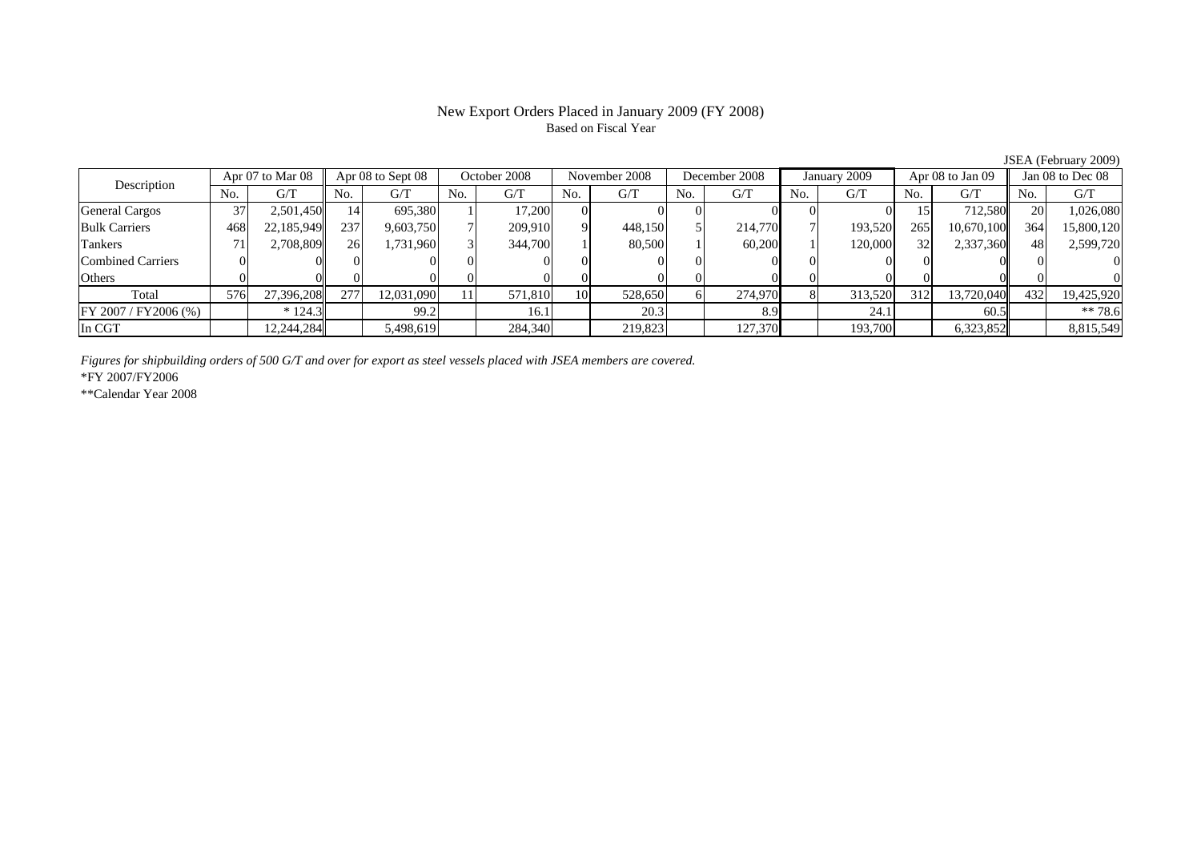# New Export Orders Placed in January 2009 (FY 2008)

Based on Fiscal Year

JSEA (February 2009)

| Description | Apr 07 to Mar 08 | | Apr 08 to Sept 08 | | October 2008 | | November 2008 | | December 2008 | | January 2009 | | Apr 08 to Jan 09 | | Jan 08 to Dec 08 | |
|---|---|---|---|---|---|---|---|---|---|---|---|---|---|---|---|---|
| | No. | G/T | No. | G/T | No. | G/T | No. | G/T | No. | G/T | No. | G/T | No. | G/T | No. | G/T |
| General Cargos | 37 | 2,501,450 | 14 | 695,380 | 1 | 17,200 | 0 | 0 | 0 | 0 | 0 | 0 | 15 | 712,580 | 20 | 1,026,080 |
| Bulk Carriers | 468 | 22,185,949 | 237 | 9,603,750 | 7 | 209,910 | 9 | 448,150 | 5 | 214,770 | 7 | 193,520 | 265 | 10,670,100 | 364 | 15,800,120 |
| Tankers | 71 | 2,708,809 | 26 | 1,731,960 | 3 | 344,700 | 1 | 80,500 | 1 | 60,200 | 1 | 120,000 | 32 | 2,337,360 | 48 | 2,599,720 |
| Combined Carriers | 0 | 0 | 0 | 0 | 0 | 0 | 0 | 0 | 0 | 0 | 0 | 0 | 0 | 0 | 0 | 0 |
| Others | 0 | 0 | 0 | 0 | 0 | 0 | 0 | 0 | 0 | 0 | 0 | 0 | 0 | 0 | 0 | 0 |
| Total | 576 | 27,396,208 | 277 | 12,031,090 | 11 | 571,810 | 10 | 528,650 | 6 | 274,970 | 8 | 313,520 | 312 | 13,720,040 | 432 | 19,425,920 |
| FY 2007 / FY2006 (%) | | * 124.3 | | 99.2 | | 16.1 | | 20.3 | | 8.9 | | 24.1 | | 60.5 | | ** 78.6 |
| In CGT | | 12,244,284 | | 5,498,619 | | 284,340 | | 219,823 | | 127,370 | | 193,700 | | 6,323,852 | | 8,815,549 |

*Figures for shipbuilding orders of 500 G/T and over for export as steel vessels placed with JSEA members are covered.*

*FY 2007/FY2006

**Calendar Year 2008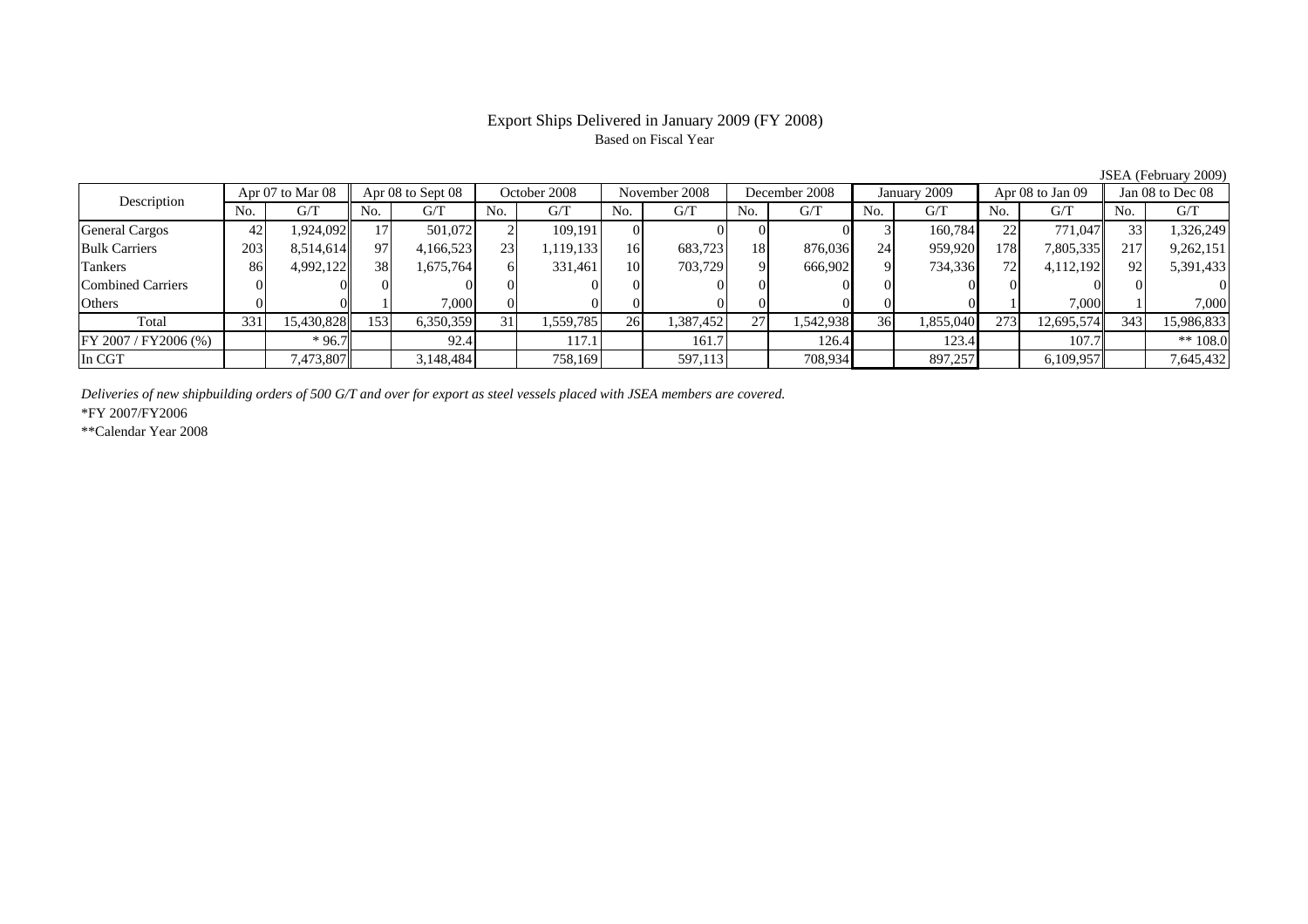# Export Ships Delivered in January 2009 (FY 2008)

Based on Fiscal Year

JSEA (February 2009)

| Description | Apr 07 to Mar 08 | | Apr 08 to Sept 08 | | October 2008 | | November 2008 | | December 2008 | | January 2009 | | Apr 08 to Jan 09 | | Jan 08 to Dec 08 | |
|---|---|---|---|---|---|---|---|---|---|---|---|---|---|---|---|---|
| | No. | G/T | No. | G/T | No. | G/T | No. | G/T | No. | G/T | No. | G/T | No. | G/T | No. | G/T |
| General Cargos | 42 | 1,924,092 | 17 | 501,072 | 2 | 109,191 | 0 | 0 | 0 | 0 | 3 | 160,784 | 22 | 771,047 | 33 | 1,326,249 |
| Bulk Carriers | 203 | 8,514,614 | 97 | 4,166,523 | 23 | 1,119,133 | 16 | 683,723 | 18 | 876,036 | 24 | 959,920 | 178 | 7,805,335 | 217 | 9,262,151 |
| Tankers | 86 | 4,992,122 | 38 | 1,675,764 | 6 | 331,461 | 10 | 703,729 | 9 | 666,902 | 9 | 734,336 | 72 | 4,112,192 | 92 | 5,391,433 |
| Combined Carriers | 0 | 0 | 0 | 0 | 0 | 0 | 0 | 0 | 0 | 0 | 0 | 0 | 0 | 0 | 0 | 0 |
| Others | 0 | 0 | 1 | 7,000 | 0 | 0 | 0 | 0 | 0 | 0 | 0 | 0 | 1 | 7,000 | 1 | 7,000 |
| Total | 331 | 15,430,828 | 153 | 6,350,359 | 31 | 1,559,785 | 26 | 1,387,452 | 27 | 1,542,938 | 36 | 1,855,040 | 273 | 12,695,574 | 343 | 15,986,833 |
| FY 2007 / FY2006 (%) | | * 96.7 | | 92.4 | | 117.1 | | 161.7 | | 126.4 | | 123.4 | | 107.7 | | ** 108.0 |
| In CGT | | 7,473,807 | | 3,148,484 | | 758,169 | | 597,113 | | 708,934 | | 897,257 | | 6,109,957 | | 7,645,432 |

*Deliveries of new shipbuilding orders of 500 G/T and over for export as steel vessels placed with JSEA members are covered.*

*FY 2007/FY2006

**Calendar Year 2008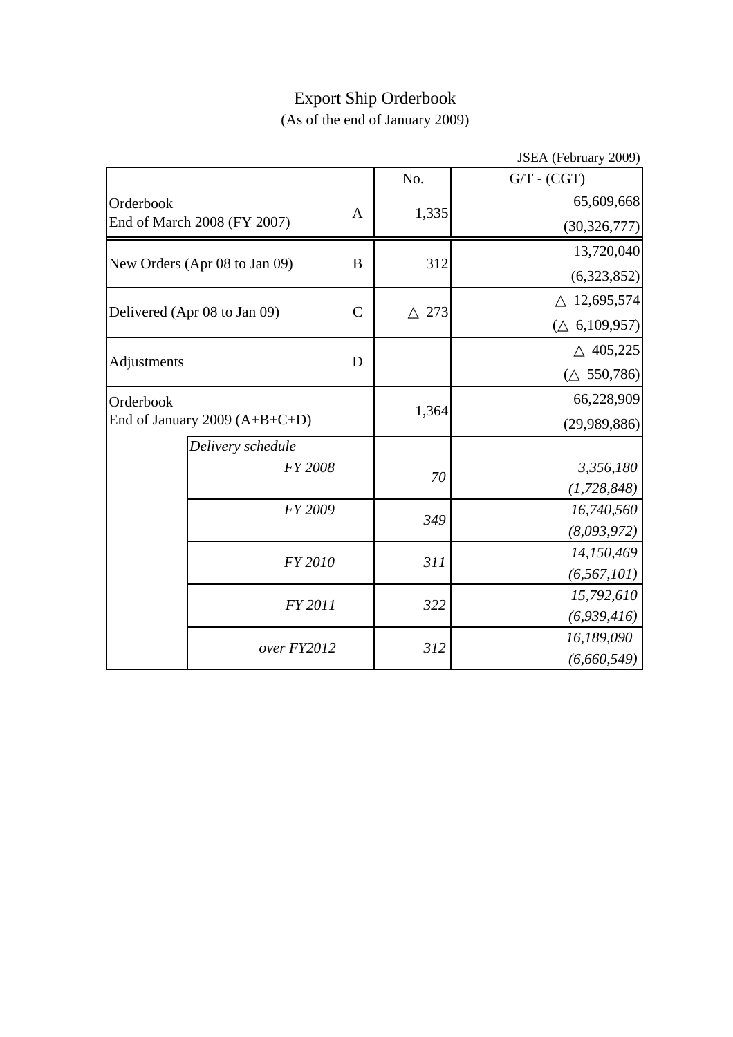# Export Ship Orderbook

(As of the end of January 2009)

JSEA (February 2009)

| | | | No. | G/T - (CGT) |
|---|---|---|---|---|
| Orderbook<br>End of March 2008 (FY 2007) | | A | 1,335 | 65,609,668<br>(30,326,777) |
| New Orders (Apr 08 to Jan 09) | | B | 312 | 13,720,040<br>(6,323,852) |
| Delivered (Apr 08 to Jan 09) | | C | △ 273 | △ 12,695,574<br>(△ 6,109,957) |
| Adjustments | | D | | △ 405,225<br>(△ 550,786) |
| Orderbook<br>End of January 2009 (A+B+C+D) | | | 1,364 | 66,228,909<br>(29,989,886) |
| | *Delivery schedule*<br>*FY 2008* | | *70* | *3,356,180*<br>*(1,728,848)* |
| | *FY 2009* | | *349* | *16,740,560*<br>*(8,093,972)* |
| | *FY 2010* | | *311* | *14,150,469*<br>*(6,567,101)* |
| | *FY 2011* | | *322* | *15,792,610*<br>*(6,939,416)* |
| | *over FY2012* | | *312* | *16,189,090*<br>*(6,660,549)* |